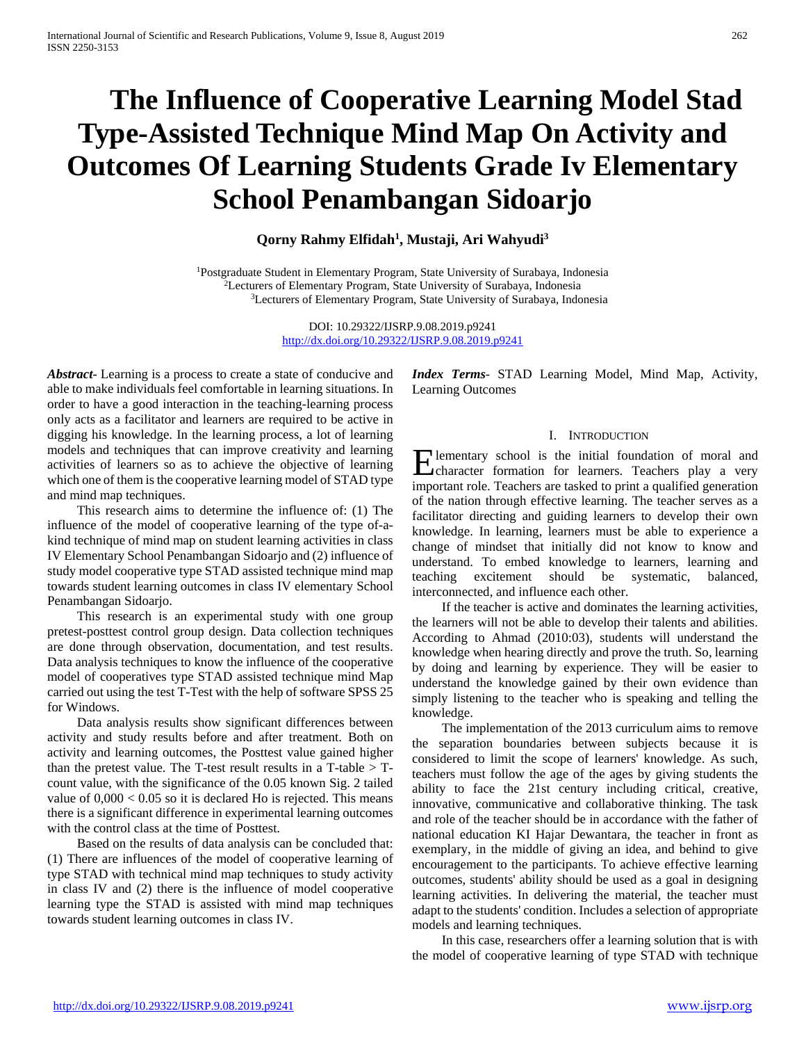# The Influence of Cooperative Learning Model Stad Type-Assisted Technique Mind Map On Activity and Outcomes Of Learning Students Grade Iv Elementary School Penambangan Sidoarjo

**Qorny Rahmy Elfidah[1], Mustaji, Ari Wahyudi[3]**

[1]Postgraduate Student in Elementary Program, State University of Surabaya, Indonesia
[2]Lecturers of Elementary Program, State University of Surabaya, Indonesia
[3]Lecturers of Elementary Program, State University of Surabaya, Indonesia

DOI: 10.29322/IJSRP.9.08.2019.p9241
http://dx.doi.org/10.29322/IJSRP.9.08.2019.p9241

***Abstract-*** Learning is a process to create a state of conducive and able to make individuals feel comfortable in learning situations. In order to have a good interaction in the teaching-learning process only acts as a facilitator and learners are required to be active in digging his knowledge. In the learning process, a lot of learning models and techniques that can improve creativity and learning activities of learners so as to achieve the objective of learning which one of them is the cooperative learning model of STAD type and mind map techniques.

This research aims to determine the influence of: (1) The influence of the model of cooperative learning of the type of-a-kind technique of mind map on student learning activities in class IV Elementary School Penambangan Sidoarjo and (2) influence of study model cooperative type STAD assisted technique mind map towards student learning outcomes in class IV elementary School Penambangan Sidoarjo.

This research is an experimental study with one group pretest-posttest control group design. Data collection techniques are done through observation, documentation, and test results. Data analysis techniques to know the influence of the cooperative model of cooperatives type STAD assisted technique mind Map carried out using the test T-Test with the help of software SPSS 25 for Windows.

Data analysis results show significant differences between activity and study results before and after treatment. Both on activity and learning outcomes, the Posttest value gained higher than the pretest value. The T-test result results in a T-table > T-count value, with the significance of the 0.05 known Sig. 2 tailed value of 0,000 < 0.05 so it is declared Ho is rejected. This means there is a significant difference in experimental learning outcomes with the control class at the time of Posttest.

Based on the results of data analysis can be concluded that: (1) There are influences of the model of cooperative learning of type STAD with technical mind map techniques to study activity in class IV and (2) there is the influence of model cooperative learning type the STAD is assisted with mind map techniques towards student learning outcomes in class IV.

***Index Terms-*** STAD Learning Model, Mind Map, Activity, Learning Outcomes

## I. Introduction

Elementary school is the initial foundation of moral and character formation for learners. Teachers play a very important role. Teachers are tasked to print a qualified generation of the nation through effective learning. The teacher serves as a facilitator directing and guiding learners to develop their own knowledge. In learning, learners must be able to experience a change of mindset that initially did not know to know and understand. To embed knowledge to learners, learning and teaching excitement should be systematic, balanced, interconnected, and influence each other.

If the teacher is active and dominates the learning activities, the learners will not be able to develop their talents and abilities. According to Ahmad (2010:03), students will understand the knowledge when hearing directly and prove the truth. So, learning by doing and learning by experience. They will be easier to understand the knowledge gained by their own evidence than simply listening to the teacher who is speaking and telling the knowledge.

The implementation of the 2013 curriculum aims to remove the separation boundaries between subjects because it is considered to limit the scope of learners' knowledge. As such, teachers must follow the age of the ages by giving students the ability to face the 21st century including critical, creative, innovative, communicative and collaborative thinking. The task and role of the teacher should be in accordance with the father of national education KI Hajar Dewantara, the teacher in front as exemplary, in the middle of giving an idea, and behind to give encouragement to the participants. To achieve effective learning outcomes, students' ability should be used as a goal in designing learning activities. In delivering the material, the teacher must adapt to the students' condition. Includes a selection of appropriate models and learning techniques.

In this case, researchers offer a learning solution that is with the model of cooperative learning of type STAD with technique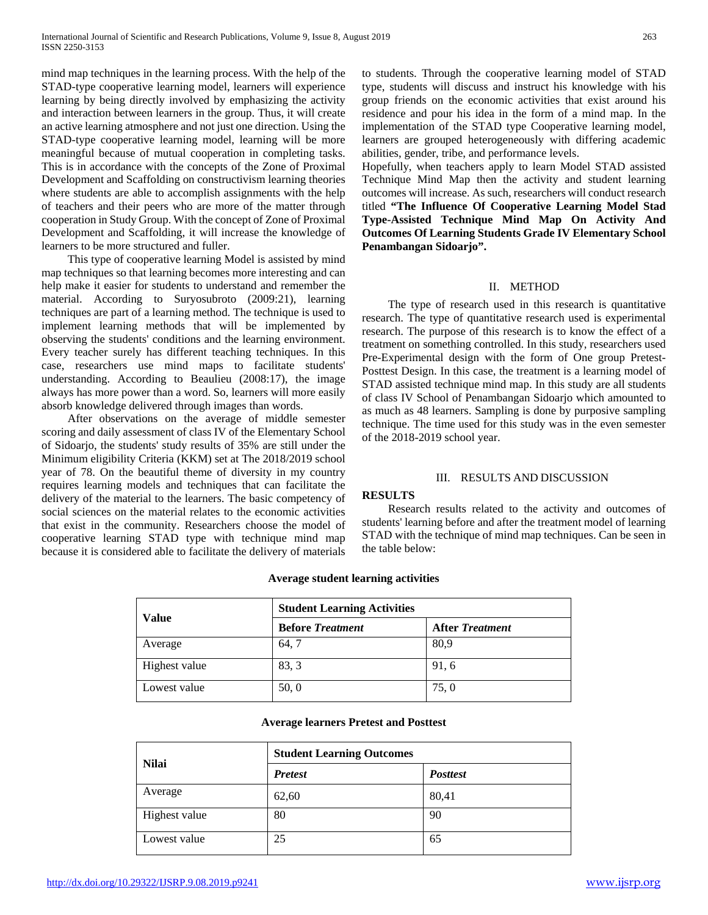mind map techniques in the learning process. With the help of the STAD-type cooperative learning model, learners will experience learning by being directly involved by emphasizing the activity and interaction between learners in the group. Thus, it will create an active learning atmosphere and not just one direction. Using the STAD-type cooperative learning model, learning will be more meaningful because of mutual cooperation in completing tasks. This is in accordance with the concepts of the Zone of Proximal Development and Scaffolding on constructivism learning theories where students are able to accomplish assignments with the help of teachers and their peers who are more of the matter through cooperation in Study Group. With the concept of Zone of Proximal Development and Scaffolding, it will increase the knowledge of learners to be more structured and fuller.

This type of cooperative learning Model is assisted by mind map techniques so that learning becomes more interesting and can help make it easier for students to understand and remember the material. According to Suryosubroto (2009:21), learning techniques are part of a learning method. The technique is used to implement learning methods that will be implemented by observing the students' conditions and the learning environment. Every teacher surely has different teaching techniques. In this case, researchers use mind maps to facilitate students' understanding. According to Beaulieu (2008:17), the image always has more power than a word. So, learners will more easily absorb knowledge delivered through images than words.

After observations on the average of middle semester scoring and daily assessment of class IV of the Elementary School of Sidoarjo, the students' study results of 35% are still under the Minimum eligibility Criteria (KKM) set at The 2018/2019 school year of 78. On the beautiful theme of diversity in my country requires learning models and techniques that can facilitate the delivery of the material to the learners. The basic competency of social sciences on the material relates to the economic activities that exist in the community. Researchers choose the model of cooperative learning STAD type with technique mind map because it is considered able to facilitate the delivery of materials to students. Through the cooperative learning model of STAD type, students will discuss and instruct his knowledge with his group friends on the economic activities that exist around his residence and pour his idea in the form of a mind map. In the implementation of the STAD type Cooperative learning model, learners are grouped heterogeneously with differing academic abilities, gender, tribe, and performance levels.

Hopefully, when teachers apply to learn Model STAD assisted Technique Mind Map then the activity and student learning outcomes will increase. As such, researchers will conduct research titled **"The Influence Of Cooperative Learning Model Stad Type-Assisted Technique Mind Map On Activity And Outcomes Of Learning Students Grade IV Elementary School Penambangan Sidoarjo".**

## II. METHOD

The type of research used in this research is quantitative research. The type of quantitative research used is experimental research. The purpose of this research is to know the effect of a treatment on something controlled. In this study, researchers used Pre-Experimental design with the form of One group Pretest-Posttest Design. In this case, the treatment is a learning model of STAD assisted technique mind map. In this study are all students of class IV School of Penambangan Sidoarjo which amounted to as much as 48 learners. Sampling is done by purposive sampling technique. The time used for this study was in the even semester of the 2018-2019 school year.

## III. RESULTS AND DISCUSSION

### RESULTS

Research results related to the activity and outcomes of students' learning before and after the treatment model of learning STAD with the technique of mind map techniques. Can be seen in the table below:

**Average student learning activities**

| Value | Student Learning Activities | |
|---|---|---|
| | **Before *Treatment*** | **After *Treatment*** |
| Average | 64, 7 | 80,9 |
| Highest value | 83, 3 | 91, 6 |
| Lowest value | 50, 0 | 75, 0 |

**Average learners Pretest and Posttest**

| Nilai | Student Learning Outcomes | |
|---|---|---|
| | ***Pretest*** | ***Posttest*** |
| Average | 62,60 | 80,41 |
| Highest value | 80 | 90 |
| Lowest value | 25 | 65 |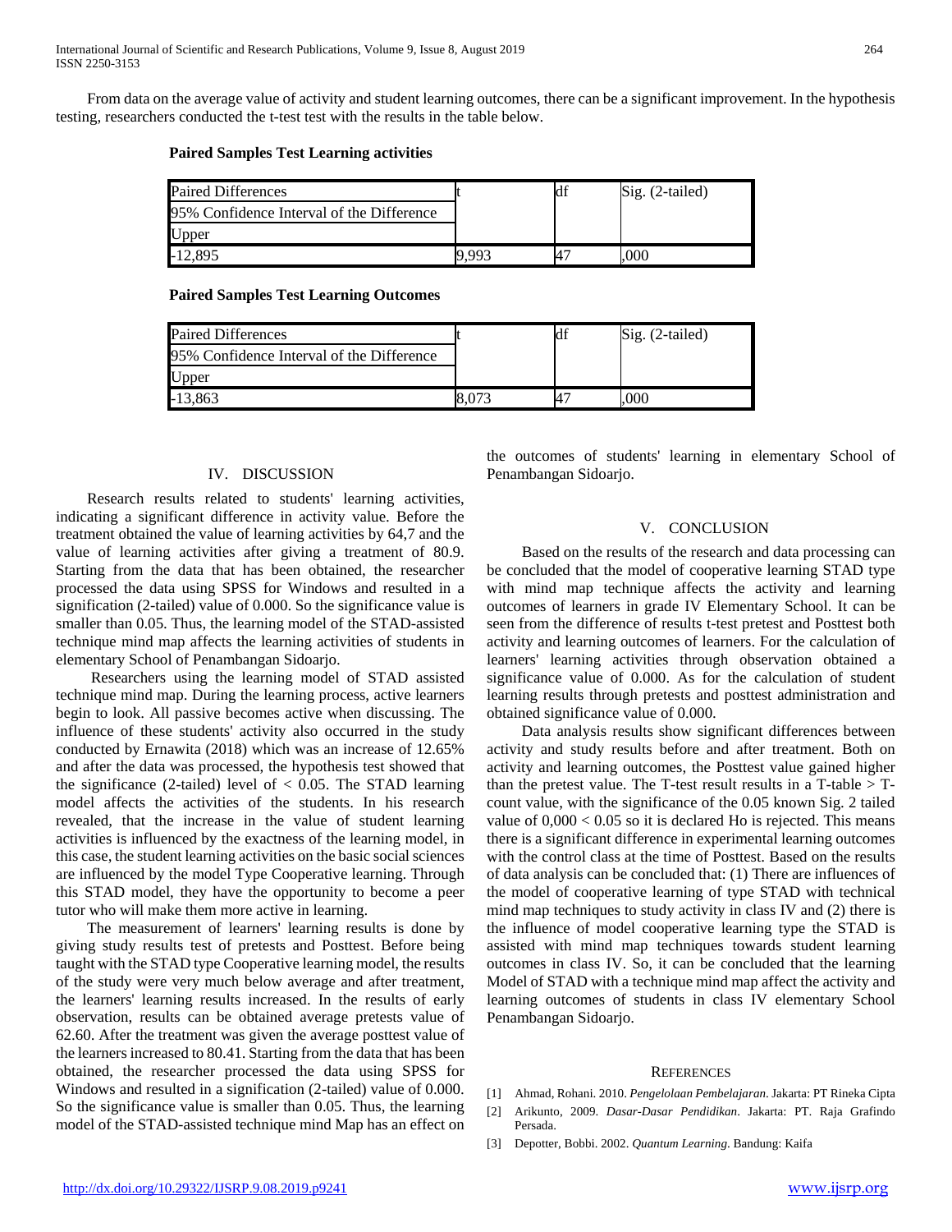From data on the average value of activity and student learning outcomes, there can be a significant improvement. In the hypothesis testing, researchers conducted the t-test test with the results in the table below.

**Paired Samples Test Learning activities**

| Paired Differences | t | df | Sig. (2-tailed) |
|---|---|---|---|
| 95% Confidence Interval of the Difference | | | |
| Upper | | | |
| -12,895 | 9,993 | 47 | ,000 |

**Paired Samples Test Learning Outcomes**

| Paired Differences | t | df | Sig. (2-tailed) |
|---|---|---|---|
| 95% Confidence Interval of the Difference | | | |
| Upper | | | |
| -13,863 | 8,073 | 47 | ,000 |

## IV. DISCUSSION

Research results related to students' learning activities, indicating a significant difference in activity value. Before the treatment obtained the value of learning activities by 64,7 and the value of learning activities after giving a treatment of 80.9. Starting from the data that has been obtained, the researcher processed the data using SPSS for Windows and resulted in a signification (2-tailed) value of 0.000. So the significance value is smaller than 0.05. Thus, the learning model of the STAD-assisted technique mind map affects the learning activities of students in elementary School of Penambangan Sidoarjo.

Researchers using the learning model of STAD assisted technique mind map. During the learning process, active learners begin to look. All passive becomes active when discussing. The influence of these students' activity also occurred in the study conducted by Ernawita (2018) which was an increase of 12.65% and after the data was processed, the hypothesis test showed that the significance (2-tailed) level of $< 0.05$. The STAD learning model affects the activities of the students. In his research revealed, that the increase in the value of student learning activities is influenced by the exactness of the learning model, in this case, the student learning activities on the basic social sciences are influenced by the model Type Cooperative learning. Through this STAD model, they have the opportunity to become a peer tutor who will make them more active in learning.

The measurement of learners' learning results is done by giving study results test of pretests and Posttest. Before being taught with the STAD type Cooperative learning model, the results of the study were very much below average and after treatment, the learners' learning results increased. In the results of early observation, results can be obtained average pretests value of 62.60. After the treatment was given the average posttest value of the learners increased to 80.41. Starting from the data that has been obtained, the researcher processed the data using SPSS for Windows and resulted in a signification (2-tailed) value of 0.000. So the significance value is smaller than 0.05. Thus, the learning model of the STAD-assisted technique mind Map has an effect on the outcomes of students' learning in elementary School of Penambangan Sidoarjo.

## V. CONCLUSION

Based on the results of the research and data processing can be concluded that the model of cooperative learning STAD type with mind map technique affects the activity and learning outcomes of learners in grade IV Elementary School. It can be seen from the difference of results t-test pretest and Posttest both activity and learning outcomes of learners. For the calculation of learners' learning activities through observation obtained a significance value of 0.000. As for the calculation of student learning results through pretests and posttest administration and obtained significance value of 0.000.

Data analysis results show significant differences between activity and study results before and after treatment. Both on activity and learning outcomes, the Posttest value gained higher than the pretest value. The T-test result results in a T-table > T-count value, with the significance of the 0.05 known Sig. 2 tailed value of $0,000 < 0.05$ so it is declared Ho is rejected. This means there is a significant difference in experimental learning outcomes with the control class at the time of Posttest. Based on the results of data analysis can be concluded that: (1) There are influences of the model of cooperative learning of type STAD with technical mind map techniques to study activity in class IV and (2) there is the influence of model cooperative learning type the STAD is assisted with mind map techniques towards student learning outcomes in class IV. So, it can be concluded that the learning Model of STAD with a technique mind map affect the activity and learning outcomes of students in class IV elementary School Penambangan Sidoarjo.

## REFERENCES

[1] Ahmad, Rohani. 2010. *Pengelolaan Pembelajaran*. Jakarta: PT Rineka Cipta

[2] Arikunto, 2009. *Dasar-Dasar Pendidikan*. Jakarta: PT. Raja Grafindo Persada.

[3] Depotter, Bobbi. 2002. *Quantum Learning*. Bandung: Kaifa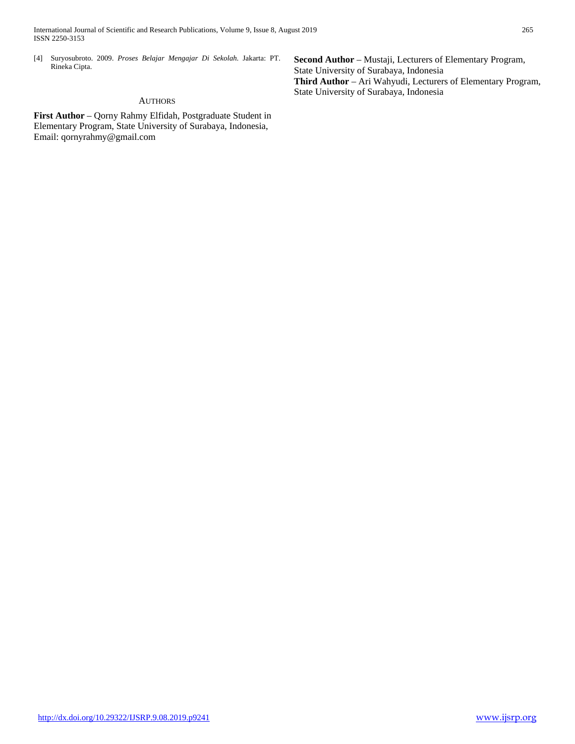[4] Suryosubroto. 2009. *Proses Belajar Mengajar Di Sekolah.* Jakarta: PT. Rineka Cipta.

## AUTHORS

**First Author** – Qorny Rahmy Elfidah, Postgraduate Student in Elementary Program, State University of Surabaya, Indonesia, Email: qornyrahmy@gmail.com

**Second Author** – Mustaji, Lecturers of Elementary Program, State University of Surabaya, Indonesia

**Third Author** – Ari Wahyudi, Lecturers of Elementary Program, State University of Surabaya, Indonesia

http://dx.doi.org/10.29322/IJSRP.9.08.2019.p9241